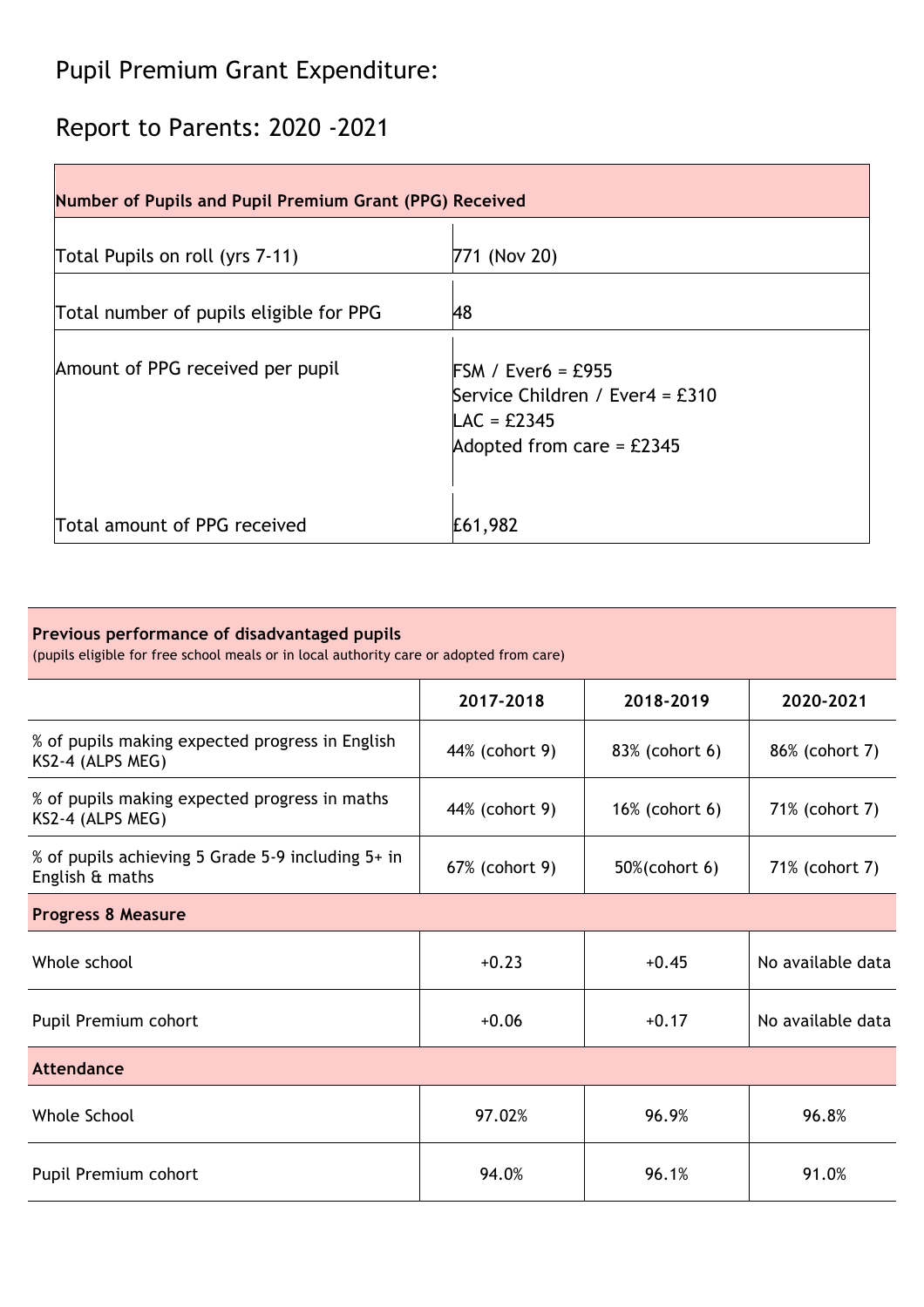# Pupil Premium Grant Expenditure:

## Report to Parents: 2020 -2021

| Number of Pupils and Pupil Premium Grant (PPG) Received | |
|---|---|
| Total Pupils on roll (yrs 7-11) | 771 (Nov 20) |
| Total number of pupils eligible for PPG | 48 |
| Amount of PPG received per pupil | FSM / Ever6 = £955<br>Service Children / Ever4 = £310<br>LAC = £2345<br>Adopted from care = £2345 |
| Total amount of PPG received | £61,982 |

**Previous performance of disadvantaged pupils**
(pupils eligible for free school meals or in local authority care or adopted from care)

| | 2017-2018 | 2018-2019 | 2020-2021 |
|---|---|---|---|
| % of pupils making expected progress in English KS2-4 (ALPS MEG) | 44% (cohort 9) | 83% (cohort 6) | 86% (cohort 7) |
| % of pupils making expected progress in maths KS2-4 (ALPS MEG) | 44% (cohort 9) | 16% (cohort 6) | 71% (cohort 7) |
| % of pupils achieving 5 Grade 5-9 including 5+ in English & maths | 67% (cohort 9) | 50%(cohort 6) | 71% (cohort 7) |
| **Progress 8 Measure** | | | |
| Whole school | +0.23 | +0.45 | No available data |
| Pupil Premium cohort | +0.06 | +0.17 | No available data |
| **Attendance** | | | |
| Whole School | 97.02% | 96.9% | 96.8% |
| Pupil Premium cohort | 94.0% | 96.1% | 91.0% |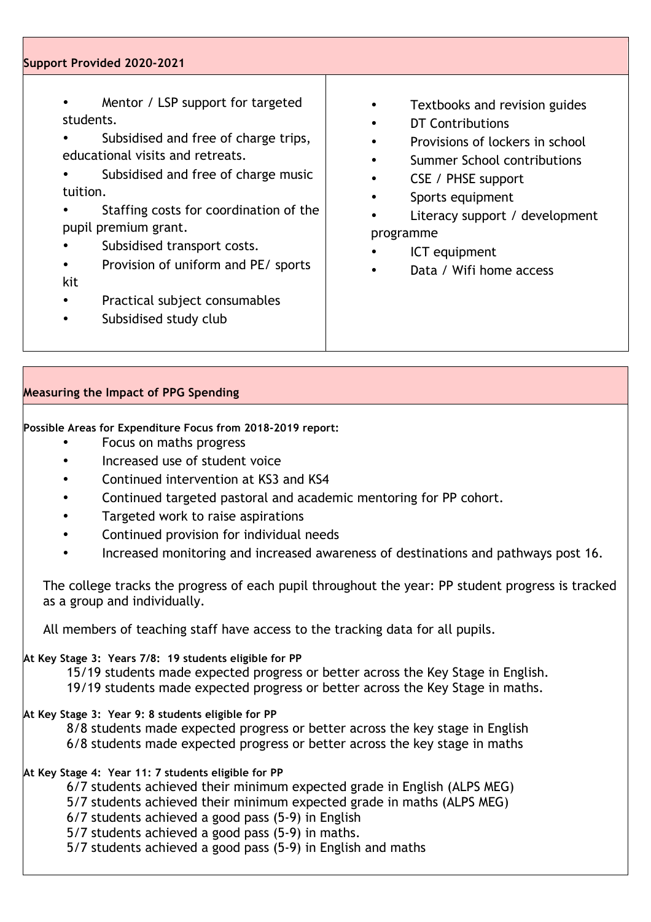## Support Provided 2020-2021

- Mentor / LSP support for targeted students.
- Subsidised and free of charge trips, educational visits and retreats.
- Subsidised and free of charge music tuition.
- Staffing costs for coordination of the pupil premium grant.
- Subsidised transport costs.
- Provision of uniform and PE/ sports kit
- Practical subject consumables
- Subsidised study club
- Textbooks and revision guides
- DT Contributions
- Provisions of lockers in school
- Summer School contributions
- CSE / PHSE support
- Sports equipment
- Literacy support / development programme
- ICT equipment
- Data / Wifi home access

## Measuring the Impact of PPG Spending

**Possible Areas for Expenditure Focus from 2018-2019 report:**

- Focus on maths progress
- Increased use of student voice
- Continued intervention at KS3 and KS4
- Continued targeted pastoral and academic mentoring for PP cohort.
- Targeted work to raise aspirations
- Continued provision for individual needs
- Increased monitoring and increased awareness of destinations and pathways post 16.

The college tracks the progress of each pupil throughout the year: PP student progress is tracked as a group and individually.

All members of teaching staff have access to the tracking data for all pupils.

**At Key Stage 3: Years 7/8: 19 students eligible for PP**

15/19 students made expected progress or better across the Key Stage in English.
19/19 students made expected progress or better across the Key Stage in maths.

**At Key Stage 3: Year 9: 8 students eligible for PP**

8/8 students made expected progress or better across the key stage in English
6/8 students made expected progress or better across the key stage in maths

**At Key Stage 4: Year 11: 7 students eligible for PP**

6/7 students achieved their minimum expected grade in English (ALPS MEG)
5/7 students achieved their minimum expected grade in maths (ALPS MEG)
6/7 students achieved a good pass (5-9) in English
5/7 students achieved a good pass (5-9) in maths.
5/7 students achieved a good pass (5-9) in English and maths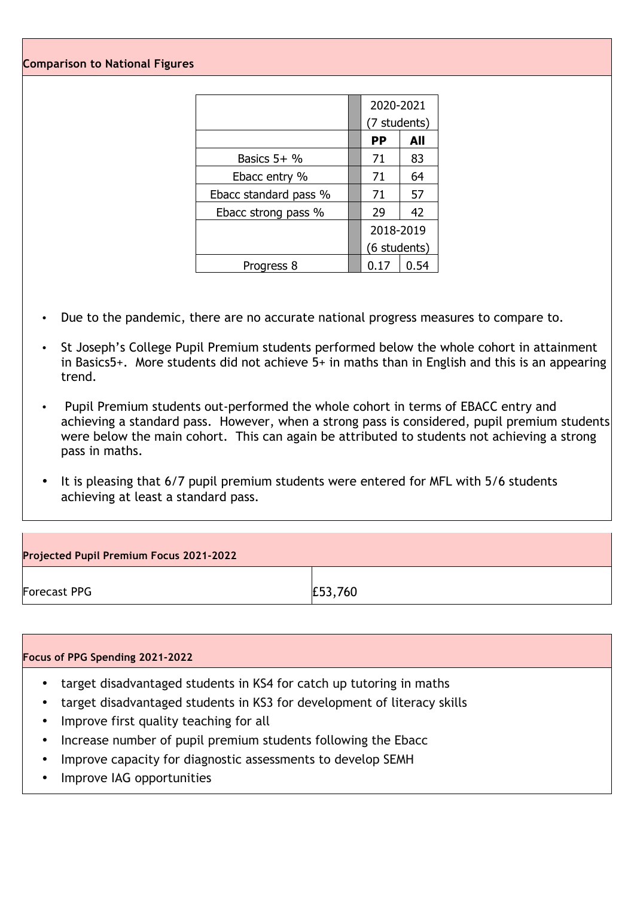## Comparison to National Figures

| | | 2020-2021 (7 students) | |
|---|---|---|---|
| | | **PP** | **All** |
| Basics 5+ % | | 71 | 83 |
| Ebacc entry % | | 71 | 64 |
| Ebacc standard pass % | | 71 | 57 |
| Ebacc strong pass % | | 29 | 42 |
| | | 2018-2019 (6 students) | |
| Progress 8 | | 0.17 | 0.54 |

- Due to the pandemic, there are no accurate national progress measures to compare to.
- St Joseph's College Pupil Premium students performed below the whole cohort in attainment in Basics5+. More students did not achieve 5+ in maths than in English and this is an appearing trend.
- Pupil Premium students out-performed the whole cohort in terms of EBACC entry and achieving a standard pass. However, when a strong pass is considered, pupil premium students were below the main cohort. This can again be attributed to students not achieving a strong pass in maths.
- It is pleasing that 6/7 pupil premium students were entered for MFL with 5/6 students achieving at least a standard pass.

## Projected Pupil Premium Focus 2021-2022

| | |
|---|---|
| Forecast PPG | £53,760 |

## Focus of PPG Spending 2021-2022

- target disadvantaged students in KS4 for catch up tutoring in maths
- target disadvantaged students in KS3 for development of literacy skills
- Improve first quality teaching for all
- Increase number of pupil premium students following the Ebacc
- Improve capacity for diagnostic assessments to develop SEMH
- Improve IAG opportunities